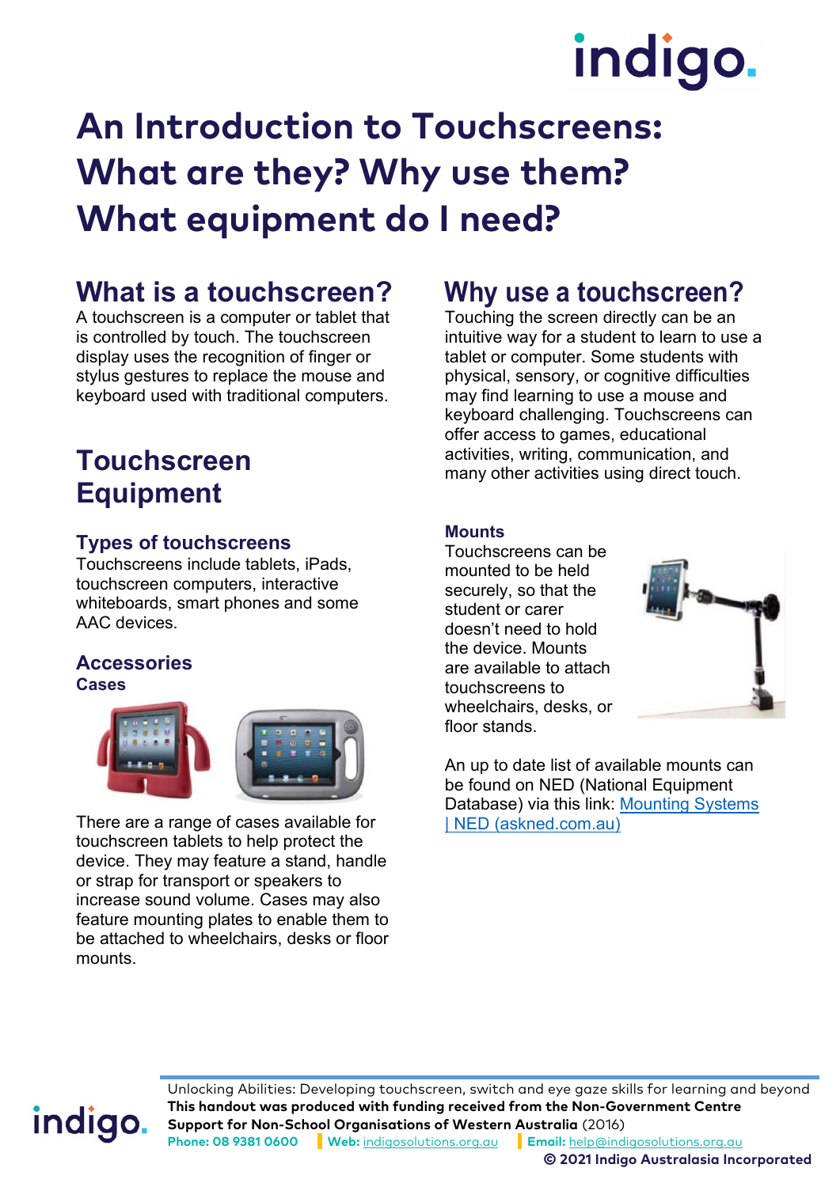# An Introduction to Touchscreens: What are they? Why use them? What equipment do I need?

## What is a touchscreen?

A touchscreen is a computer or tablet that is controlled by touch. The touchscreen display uses the recognition of finger or stylus gestures to replace the mouse and keyboard used with traditional computers.

## Why use a touchscreen?

Touching the screen directly can be an intuitive way for a student to learn to use a tablet or computer. Some students with physical, sensory, or cognitive difficulties may find learning to use a mouse and keyboard challenging. Touchscreens can offer access to games, educational activities, writing, communication, and many other activities using direct touch.

## Touchscreen Equipment

### Types of touchscreens

Touchscreens include tablets, iPads, touchscreen computers, interactive whiteboards, smart phones and some AAC devices.

### Accessories

**Cases**

There are a range of cases available for touchscreen tablets to help protect the device. They may feature a stand, handle or strap for transport or speakers to increase sound volume. Cases may also feature mounting plates to enable them to be attached to wheelchairs, desks or floor mounts.

### Mounts

Touchscreens can be mounted to be held securely, so that the student or carer doesn't need to hold the device. Mounts are available to attach touchscreens to wheelchairs, desks, or floor stands.

An up to date list of available mounts can be found on NED (National Equipment Database) via this link: [Mounting Systems | NED (askned.com.au)](askned.com.au)

---

Unlocking Abilities: Developing touchscreen, switch and eye gaze skills for learning and beyond
**This handout was produced with funding received from the Non-Government Centre Support for Non-School Organisations of Western Australia** (2016)
**Phone:** 08 9381 0600 | **Web:** indigosolutions.org.au | **Email:** help@indigosolutions.org.au
**© 2021 Indigo Australasia Incorporated**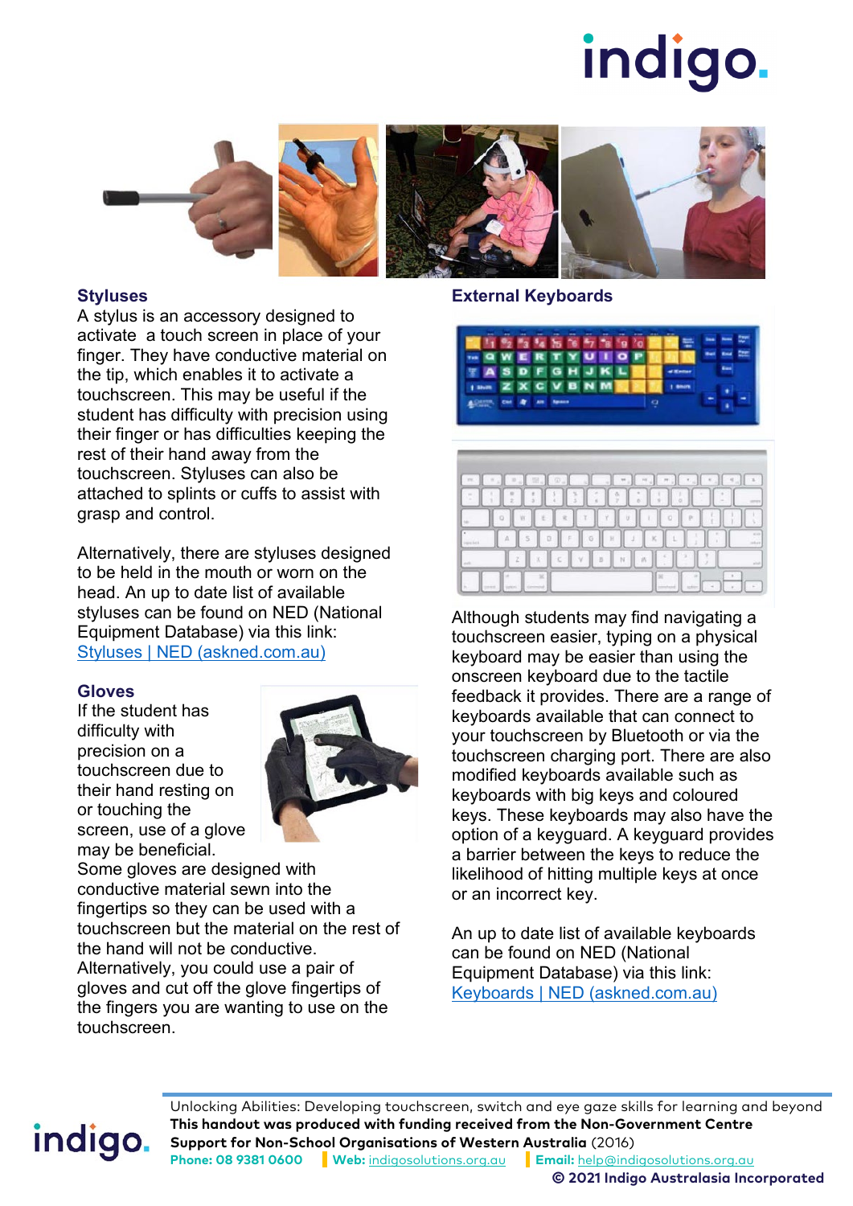## Styluses

A stylus is an accessory designed to activate a touch screen in place of your finger. They have conductive material on the tip, which enables it to activate a touchscreen. This may be useful if the student has difficulty with precision using their finger or has difficulties keeping the rest of their hand away from the touchscreen. Styluses can also be attached to splints or cuffs to assist with grasp and control.

Alternatively, there are styluses designed to be held in the mouth or worn on the head. An up to date list of available styluses can be found on NED (National Equipment Database) via this link: [Styluses | NED (askned.com.au)](Styluses | NED (askned.com.au))

## Gloves

If the student has difficulty with precision on a touchscreen due to their hand resting on or touching the screen, use of a glove may be beneficial. Some gloves are designed with conductive material sewn into the fingertips so they can be used with a touchscreen but the material on the rest of the hand will not be conductive. Alternatively, you could use a pair of gloves and cut off the glove fingertips of the fingers you are wanting to use on the touchscreen.

## External Keyboards

Although students may find navigating a touchscreen easier, typing on a physical keyboard may be easier than using the onscreen keyboard due to the tactile feedback it provides. There are a range of keyboards available that can connect to your touchscreen by Bluetooth or via the touchscreen charging port. There are also modified keyboards available such as keyboards with big keys and coloured keys. These keyboards may also have the option of a keyguard. A keyguard provides a barrier between the keys to reduce the likelihood of hitting multiple keys at once or an incorrect key.

An up to date list of available keyboards can be found on NED (National Equipment Database) via this link: [Keyboards | NED (askned.com.au)](Keyboards | NED (askned.com.au))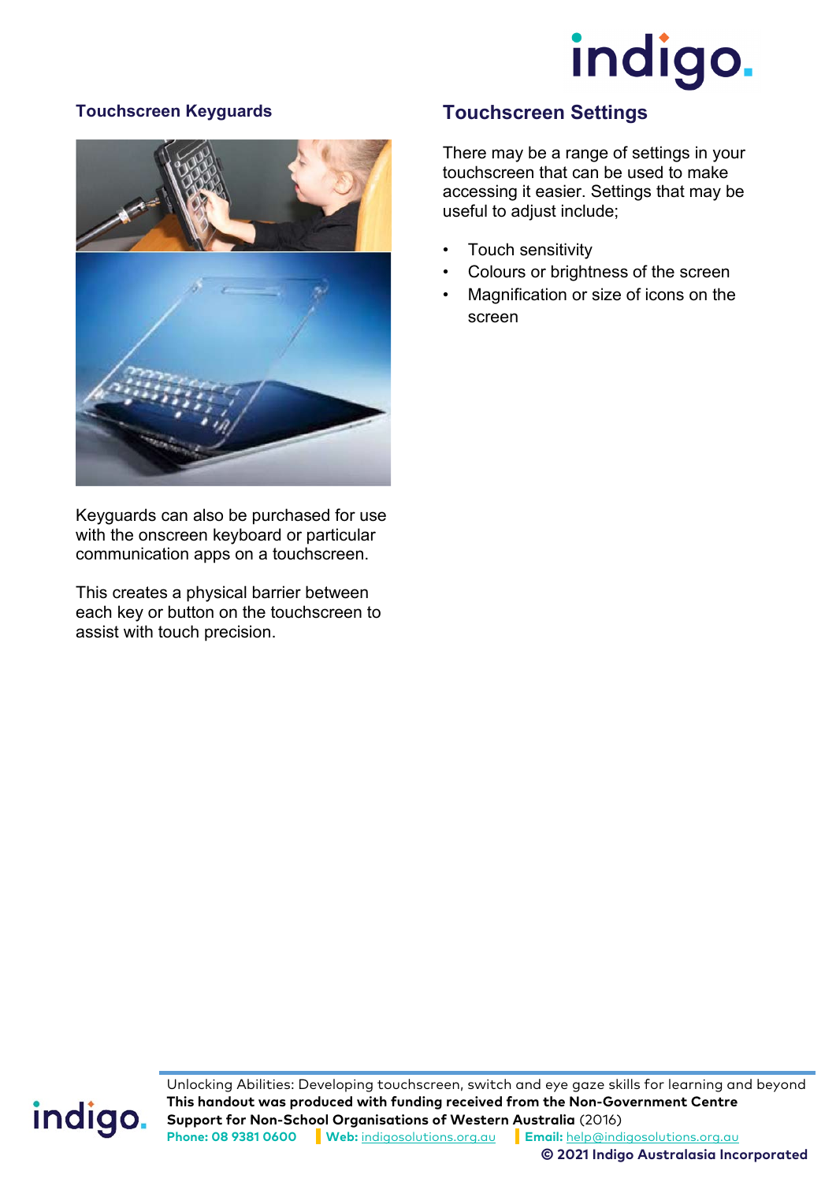## Touchscreen Keyguards

Keyguards can also be purchased for use with the onscreen keyboard or particular communication apps on a touchscreen.

This creates a physical barrier between each key or button on the touchscreen to assist with touch precision.

## Touchscreen Settings

There may be a range of settings in your touchscreen that can be used to make accessing it easier. Settings that may be useful to adjust include;

- Touch sensitivity
- Colours or brightness of the screen
- Magnification or size of icons on the screen